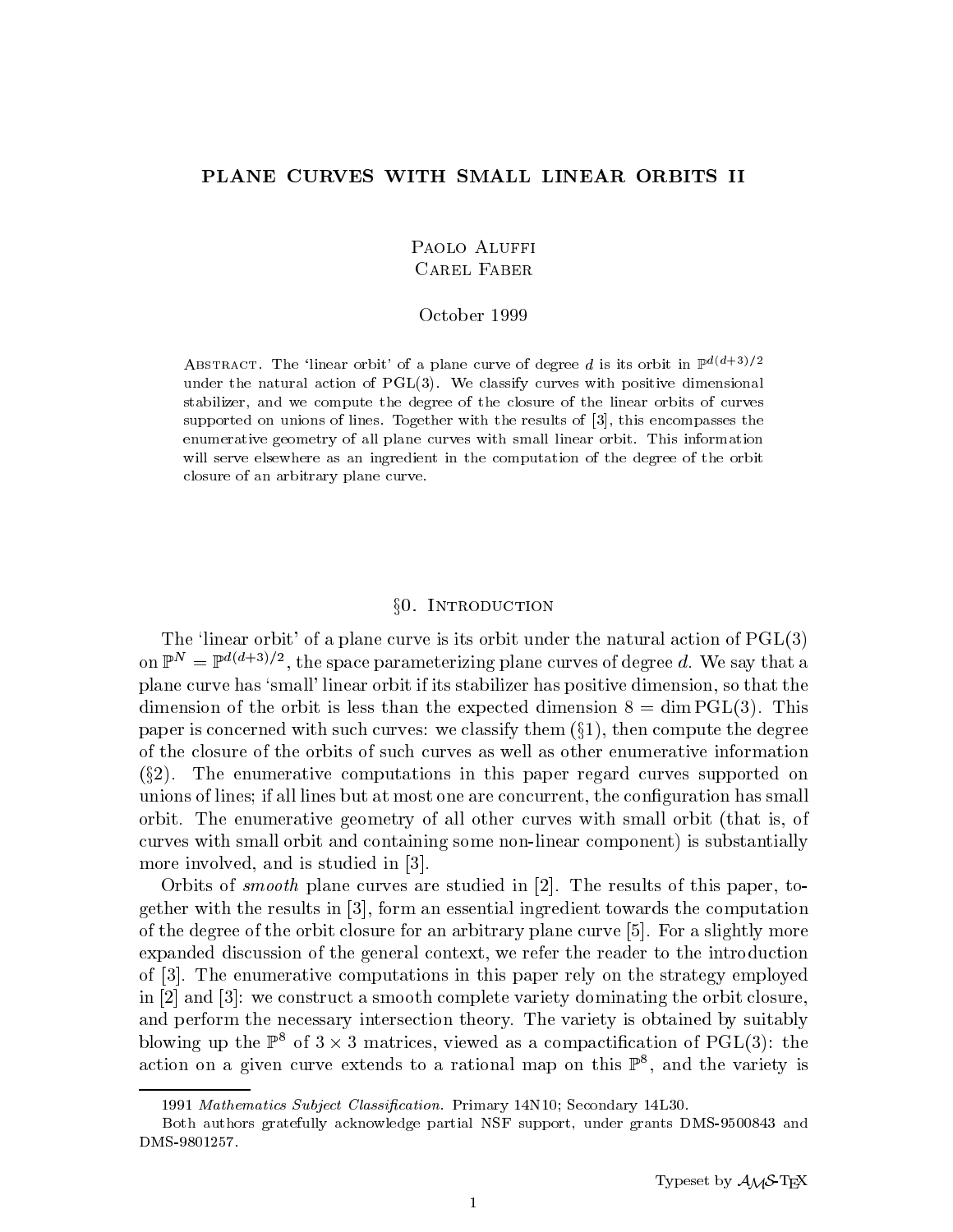# PLANE CURVES WITH SMALL LINEAR ORBITS II

Paolo Aluffi
Carel Faber

October 1999

Abstract. The 'linear orbit' of a plane curve of degree $d$ is its orbit in $\mathbb{P}^{d(d+3)/2}$ under the natural action of PGL(3). We classify curves with positive dimensional stabilizer, and we compute the degree of the closure of the linear orbits of curves supported on unions of lines. Together with the results of [3], this encompasses the enumerative geometry of all plane curves with small linear orbit. This information will serve elsewhere as an ingredient in the computation of the degree of the orbit closure of an arbitrary plane curve.

## §0. Introduction

The 'linear orbit' of a plane curve is its orbit under the natural action of PGL(3) on $\mathbb{P}^N = \mathbb{P}^{d(d+3)/2}$, the space parameterizing plane curves of degree $d$. We say that a plane curve has 'small' linear orbit if its stabilizer has positive dimension, so that the dimension of the orbit is less than the expected dimension $8 = \dim \mathrm{PGL}(3)$. This paper is concerned with such curves: we classify them (§1), then compute the degree of the closure of the orbits of such curves as well as other enumerative information (§2). The enumerative computations in this paper regard curves supported on unions of lines; if all lines but at most one are concurrent, the configuration has small orbit. The enumerative geometry of all other curves with small orbit (that is, of curves with small orbit and containing some non-linear component) is substantially more involved, and is studied in [3].

Orbits of *smooth* plane curves are studied in [2]. The results of this paper, together with the results in [3], form an essential ingredient towards the computation of the degree of the orbit closure for an arbitrary plane curve [5]. For a slightly more expanded discussion of the general context, we refer the reader to the introduction of [3]. The enumerative computations in this paper rely on the strategy employed in [2] and [3]: we construct a smooth complete variety dominating the orbit closure, and perform the necessary intersection theory. The variety is obtained by suitably blowing up the $\mathbb{P}^8$ of $3 \times 3$ matrices, viewed as a compactification of PGL(3): the action on a given curve extends to a rational map on this $\mathbb{P}^8$, and the variety is

---

1991 *Mathematics Subject Classification*. Primary 14N10; Secondary 14L30.

Both authors gratefully acknowledge partial NSF support, under grants DMS-9500843 and DMS-9801257.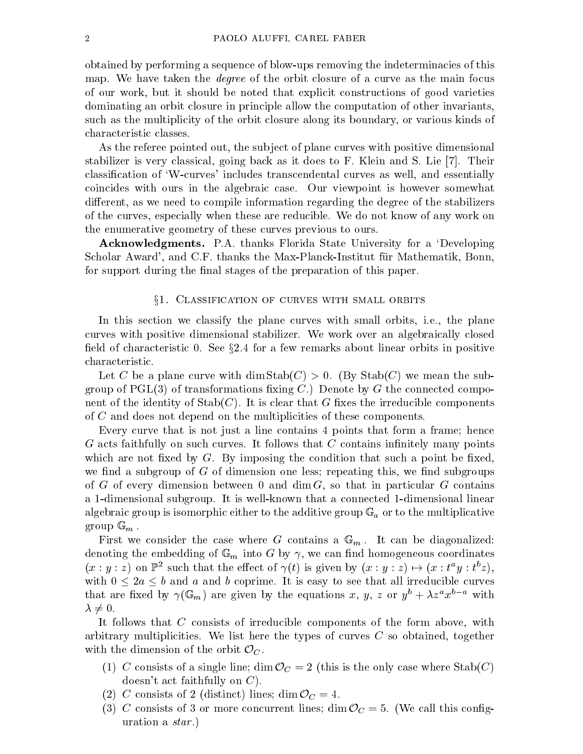obtained by performing a sequence of blow-ups removing the indeterminacies of this map. We have taken the *degree* of the orbit closure of a curve as the main focus of our work, but it should be noted that explicit constructions of good varieties dominating an orbit closure in principle allow the computation of other invariants, such as the multiplicity of the orbit closure along its boundary, or various kinds of characteristic classes.

As the referee pointed out, the subject of plane curves with positive dimensional stabilizer is very classical, going back as it does to F. Klein and S. Lie [7]. Their classification of 'W-curves' includes transcendental curves as well, and essentially coincides with ours in the algebraic case. Our viewpoint is however somewhat different, as we need to compile information regarding the degree of the stabilizers of the curves, especially when these are reducible. We do not know of any work on the enumerative geometry of these curves previous to ours.

**Acknowledgments.** P.A. thanks Florida State University for a 'Developing Scholar Award', and C.F. thanks the Max-Planck-Institut für Mathematik, Bonn, for support during the final stages of the preparation of this paper.

## §1. Classification of curves with small orbits

In this section we classify the plane curves with small orbits, i.e., the plane curves with positive dimensional stabilizer. We work over an algebraically closed field of characteristic 0. See §2.4 for a few remarks about linear orbits in positive characteristic.

Let $C$ be a plane curve with $\dim \mathrm{Stab}(C) > 0$. (By $\mathrm{Stab}(C)$ we mean the subgroup of $\mathrm{PGL}(3)$ of transformations fixing $C$.) Denote by $G$ the connected component of the identity of $\mathrm{Stab}(C)$. It is clear that $G$ fixes the irreducible components of $C$ and does not depend on the multiplicities of these components.

Every curve that is not just a line contains 4 points that form a frame; hence $G$ acts faithfully on such curves. It follows that $C$ contains infinitely many points which are not fixed by $G$. By imposing the condition that such a point be fixed, we find a subgroup of $G$ of dimension one less; repeating this, we find subgroups of $G$ of every dimension between 0 and $\dim G$, so that in particular $G$ contains a 1-dimensional subgroup. It is well-known that a connected 1-dimensional linear algebraic group is isomorphic either to the additive group $\mathbb{G}_a$ or to the multiplicative group $\mathbb{G}_m$.

First we consider the case where $G$ contains a $\mathbb{G}_m$. It can be diagonalized: denoting the embedding of $\mathbb{G}_m$ into $G$ by $\gamma$, we can find homogeneous coordinates $(x : y : z)$ on $\mathbb{P}^2$ such that the effect of $\gamma(t)$ is given by $(x : y : z) \mapsto (x : t^a y : t^b z)$, with $0 \leq 2a \leq b$ and $a$ and $b$ coprime. It is easy to see that all irreducible curves that are fixed by $\gamma(\mathbb{G}_m)$ are given by the equations $x$, $y$, $z$ or $y^b + \lambda z^a x^{b-a}$ with $\lambda \neq 0$.

It follows that $C$ consists of irreducible components of the form above, with arbitrary multiplicities. We list here the types of curves $C$ so obtained, together with the dimension of the orbit $\mathcal{O}_C$.

1. $C$ consists of a single line; $\dim \mathcal{O}_C = 2$ (this is the only case where $\mathrm{Stab}(C)$ doesn't act faithfully on $C$).
2. $C$ consists of 2 (distinct) lines; $\dim \mathcal{O}_C = 4$.
3. $C$ consists of 3 or more concurrent lines; $\dim \mathcal{O}_C = 5$. (We call this configuration a *star*.)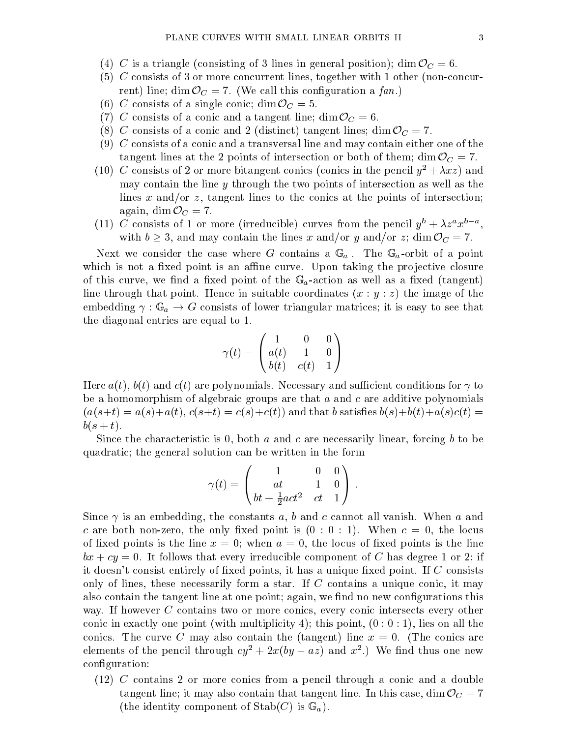(4) $C$ is a triangle (consisting of 3 lines in general position); $\dim \mathcal{O}_C = 6$.

(5) $C$ consists of 3 or more concurrent lines, together with 1 other (non-concurrent) line; $\dim \mathcal{O}_C = 7$. (We call this configuration a *fan*.)

(6) $C$ consists of a single conic; $\dim \mathcal{O}_C = 5$.

(7) $C$ consists of a conic and a tangent line; $\dim \mathcal{O}_C = 6$.

(8) $C$ consists of a conic and 2 (distinct) tangent lines; $\dim \mathcal{O}_C = 7$.

(9) $C$ consists of a conic and a transversal line and may contain either one of the tangent lines at the 2 points of intersection or both of them; $\dim \mathcal{O}_C = 7$.

(10) $C$ consists of 2 or more bitangent conics (conics in the pencil $y^2 + \lambda xz$) and may contain the line $y$ through the two points of intersection as well as the lines $x$ and/or $z$, tangent lines to the conics at the points of intersection; again, $\dim \mathcal{O}_C = 7$.

(11) $C$ consists of 1 or more (irreducible) curves from the pencil $y^b + \lambda z^a x^{b-a}$, with $b \geq 3$, and may contain the lines $x$ and/or $y$ and/or $z$; $\dim \mathcal{O}_C = 7$.

Next we consider the case where $G$ contains a $\mathbb{G}_a$. The $\mathbb{G}_a$-orbit of a point which is not a fixed point is an affine curve. Upon taking the projective closure of this curve, we find a fixed point of the $\mathbb{G}_a$-action as well as a fixed (tangent) line through that point. Hence in suitable coordinates $(x : y : z)$ the image of the embedding $\gamma : \mathbb{G}_a \to G$ consists of lower triangular matrices; it is easy to see that the diagonal entries are equal to 1.

$$\gamma(t) = \begin{pmatrix} 1 & 0 & 0 \\ a(t) & 1 & 0 \\ b(t) & c(t) & 1 \end{pmatrix}$$

Here $a(t)$, $b(t)$ and $c(t)$ are polynomials. Necessary and sufficient conditions for $\gamma$ to be a homomorphism of algebraic groups are that $a$ and $c$ are additive polynomials ($a(s+t) = a(s)+a(t)$, $c(s+t) = c(s)+c(t)$) and that $b$ satisfies $b(s)+b(t)+a(s)c(t) = b(s+t)$.

Since the characteristic is 0, both $a$ and $c$ are necessarily linear, forcing $b$ to be quadratic; the general solution can be written in the form

$$\gamma(t) = \begin{pmatrix} 1 & 0 & 0 \\ at & 1 & 0 \\ bt + \frac{1}{2}act^2 & ct & 1 \end{pmatrix} .$$

Since $\gamma$ is an embedding, the constants $a$, $b$ and $c$ cannot all vanish. When $a$ and $c$ are both non-zero, the only fixed point is $(0 : 0 : 1)$. When $c = 0$, the locus of fixed points is the line $x = 0$; when $a = 0$, the locus of fixed points is the line $bx + cy = 0$. It follows that every irreducible component of $C$ has degree 1 or 2; if it doesn't consist entirely of fixed points, it has a unique fixed point. If $C$ consists only of lines, these necessarily form a star. If $C$ contains a unique conic, it may also contain the tangent line at one point; again, we find no new configurations this way. If however $C$ contains two or more conics, every conic intersects every other conic in exactly one point (with multiplicity 4); this point, $(0 : 0 : 1)$, lies on all the conics. The curve $C$ may also contain the (tangent) line $x = 0$. (The conics are elements of the pencil through $cy^2 + 2x(by - az)$ and $x^2$.) We find thus one new configuration:

(12) $C$ contains 2 or more conics from a pencil through a conic and a double tangent line; it may also contain that tangent line. In this case, $\dim \mathcal{O}_C = 7$ (the identity component of $\mathrm{Stab}(C)$ is $\mathbb{G}_a$).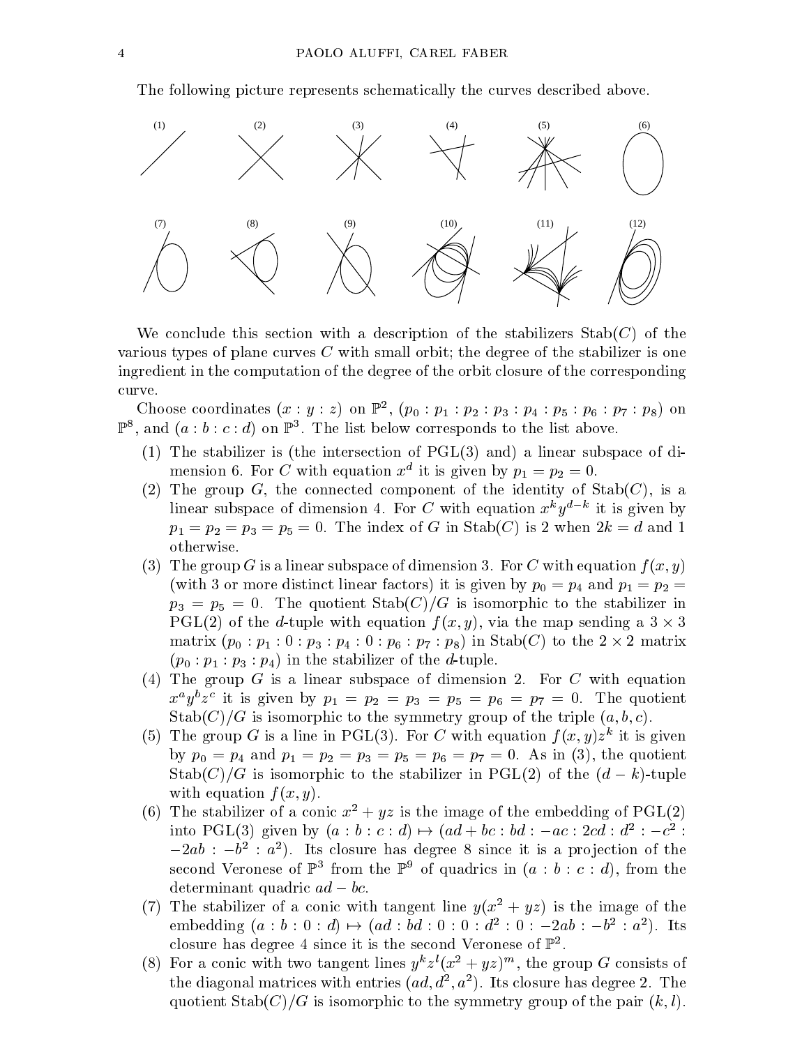The following picture represents schematically the curves described above.

(1) (2) (3) (4) (5) (6)

(7) (8) (9) (10) (11) (12)

We conclude this section with a description of the stabilizers $\mathrm{Stab}(C)$ of the various types of plane curves $C$ with small orbit; the degree of the stabilizer is one ingredient in the computation of the degree of the orbit closure of the corresponding curve.

Choose coordinates $(x : y : z)$ on $\mathbb{P}^2$, $(p_0 : p_1 : p_2 : p_3 : p_4 : p_5 : p_6 : p_7 : p_8)$ on $\mathbb{P}^8$, and $(a : b : c : d)$ on $\mathbb{P}^3$. The list below corresponds to the list above.

1. The stabilizer is (the intersection of $\mathrm{PGL}(3)$ and) a linear subspace of dimension 6. For $C$ with equation $x^d$ it is given by $p_1 = p_2 = 0$.
2. The group $G$, the connected component of the identity of $\mathrm{Stab}(C)$, is a linear subspace of dimension 4. For $C$ with equation $x^k y^{d-k}$ it is given by $p_1 = p_2 = p_3 = p_5 = 0$. The index of $G$ in $\mathrm{Stab}(C)$ is 2 when $2k = d$ and 1 otherwise.
3. The group $G$ is a linear subspace of dimension 3. For $C$ with equation $f(x, y)$ (with 3 or more distinct linear factors) it is given by $p_0 = p_4$ and $p_1 = p_2 = p_3 = p_5 = 0$. The quotient $\mathrm{Stab}(C)/G$ is isomorphic to the stabilizer in $\mathrm{PGL}(2)$ of the $d$-tuple with equation $f(x, y)$, via the map sending a $3 \times 3$ matrix $(p_0 : p_1 : 0 : p_3 : p_4 : 0 : p_6 : p_7 : p_8)$ in $\mathrm{Stab}(C)$ to the $2 \times 2$ matrix $(p_0 : p_1 : p_3 : p_4)$ in the stabilizer of the $d$-tuple.
4. The group $G$ is a linear subspace of dimension 2. For $C$ with equation $x^a y^b z^c$ it is given by $p_1 = p_2 = p_3 = p_5 = p_6 = p_7 = 0$. The quotient $\mathrm{Stab}(C)/G$ is isomorphic to the symmetry group of the triple $(a, b, c)$.
5. The group $G$ is a line in $\mathrm{PGL}(3)$. For $C$ with equation $f(x, y)z^k$ it is given by $p_0 = p_4$ and $p_1 = p_2 = p_3 = p_5 = p_6 = p_7 = 0$. As in (3), the quotient $\mathrm{Stab}(C)/G$ is isomorphic to the stabilizer in $\mathrm{PGL}(2)$ of the $(d - k)$-tuple with equation $f(x, y)$.
6. The stabilizer of a conic $x^2 + yz$ is the image of the embedding of $\mathrm{PGL}(2)$ into $\mathrm{PGL}(3)$ given by $(a : b : c : d) \mapsto (ad + bc : bd : -ac : 2cd : d^2 : -c^2 : -2ab : -b^2 : a^2)$. Its closure has degree 8 since it is a projection of the second Veronese of $\mathbb{P}^3$ from the $\mathbb{P}^9$ of quadrics in $(a : b : c : d)$, from the determinant quadric $ad - bc$.
7. The stabilizer of a conic with tangent line $y(x^2 + yz)$ is the image of the embedding $(a : b : 0 : d) \mapsto (ad : bd : 0 : 0 : d^2 : 0 : -2ab : -b^2 : a^2)$. Its closure has degree 4 since it is the second Veronese of $\mathbb{P}^2$.
8. For a conic with two tangent lines $y^k z^l (x^2 + yz)^m$, the group $G$ consists of the diagonal matrices with entries $(ad, d^2, a^2)$. Its closure has degree 2. The quotient $\mathrm{Stab}(C)/G$ is isomorphic to the symmetry group of the pair $(k, l)$.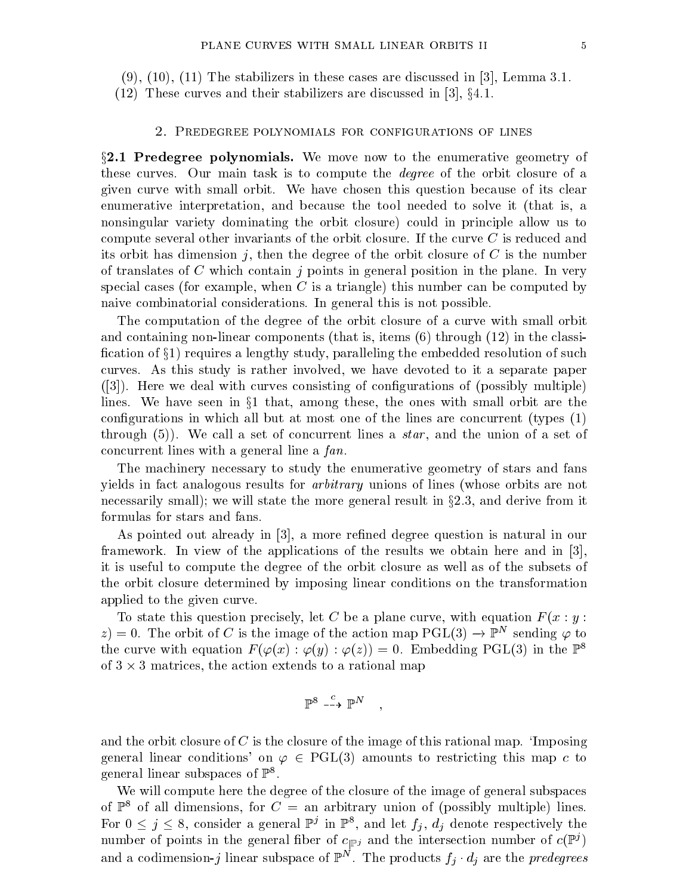(9), (10), (11) The stabilizers in these cases are discussed in [3], Lemma 3.1.

(12) These curves and their stabilizers are discussed in [3], §4.1.

## 2. Predegree polynomials for configurations of lines

**§2.1 Predegree polynomials.** We move now to the enumerative geometry of these curves. Our main task is to compute the *degree* of the orbit closure of a given curve with small orbit. We have chosen this question because of its clear enumerative interpretation, and because the tool needed to solve it (that is, a nonsingular variety dominating the orbit closure) could in principle allow us to compute several other invariants of the orbit closure. If the curve $C$ is reduced and its orbit has dimension $j$, then the degree of the orbit closure of $C$ is the number of translates of $C$ which contain $j$ points in general position in the plane. In very special cases (for example, when $C$ is a triangle) this number can be computed by naive combinatorial considerations. In general this is not possible.

The computation of the degree of the orbit closure of a curve with small orbit and containing non-linear components (that is, items (6) through (12) in the classification of §1) requires a lengthy study, paralleling the embedded resolution of such curves. As this study is rather involved, we have devoted to it a separate paper ([3]). Here we deal with curves consisting of configurations of (possibly multiple) lines. We have seen in §1 that, among these, the ones with small orbit are the configurations in which all but at most one of the lines are concurrent (types (1) through (5)). We call a set of concurrent lines a *star*, and the union of a set of concurrent lines with a general line a *fan*.

The machinery necessary to study the enumerative geometry of stars and fans yields in fact analogous results for *arbitrary* unions of lines (whose orbits are not necessarily small); we will state the more general result in §2.3, and derive from it formulas for stars and fans.

As pointed out already in [3], a more refined degree question is natural in our framework. In view of the applications of the results we obtain here and in [3], it is useful to compute the degree of the orbit closure as well as of the subsets of the orbit closure determined by imposing linear conditions on the transformation applied to the given curve.

To state this question precisely, let $C$ be a plane curve, with equation $F(x : y : z) = 0$. The orbit of $C$ is the image of the action map $\mathrm{PGL}(3) \to \mathbb{P}^N$ sending $\varphi$ to the curve with equation $F(\varphi(x) : \varphi(y) : \varphi(z)) = 0$. Embedding $\mathrm{PGL}(3)$ in the $\mathbb{P}^8$ of $3 \times 3$ matrices, the action extends to a rational map

$$\mathbb{P}^8 \overset{c}{\dashrightarrow} \mathbb{P}^N \quad ,$$

and the orbit closure of $C$ is the closure of the image of this rational map. 'Imposing general linear conditions' on $\varphi \in \mathrm{PGL}(3)$ amounts to restricting this map $c$ to general linear subspaces of $\mathbb{P}^8$.

We will compute here the degree of the closure of the image of general subspaces of $\mathbb{P}^8$ of all dimensions, for $C$ = an arbitrary union of (possibly multiple) lines. For $0 \le j \le 8$, consider a general $\mathbb{P}^j$ in $\mathbb{P}^8$, and let $f_j$, $d_j$ denote respectively the number of points in the general fiber of $c_{|\mathbb{P}^j}$ and the intersection number of $c(\mathbb{P}^j)$ and a codimension-$j$ linear subspace of $\mathbb{P}^N$. The products $f_j \cdot d_j$ are the *predegrees*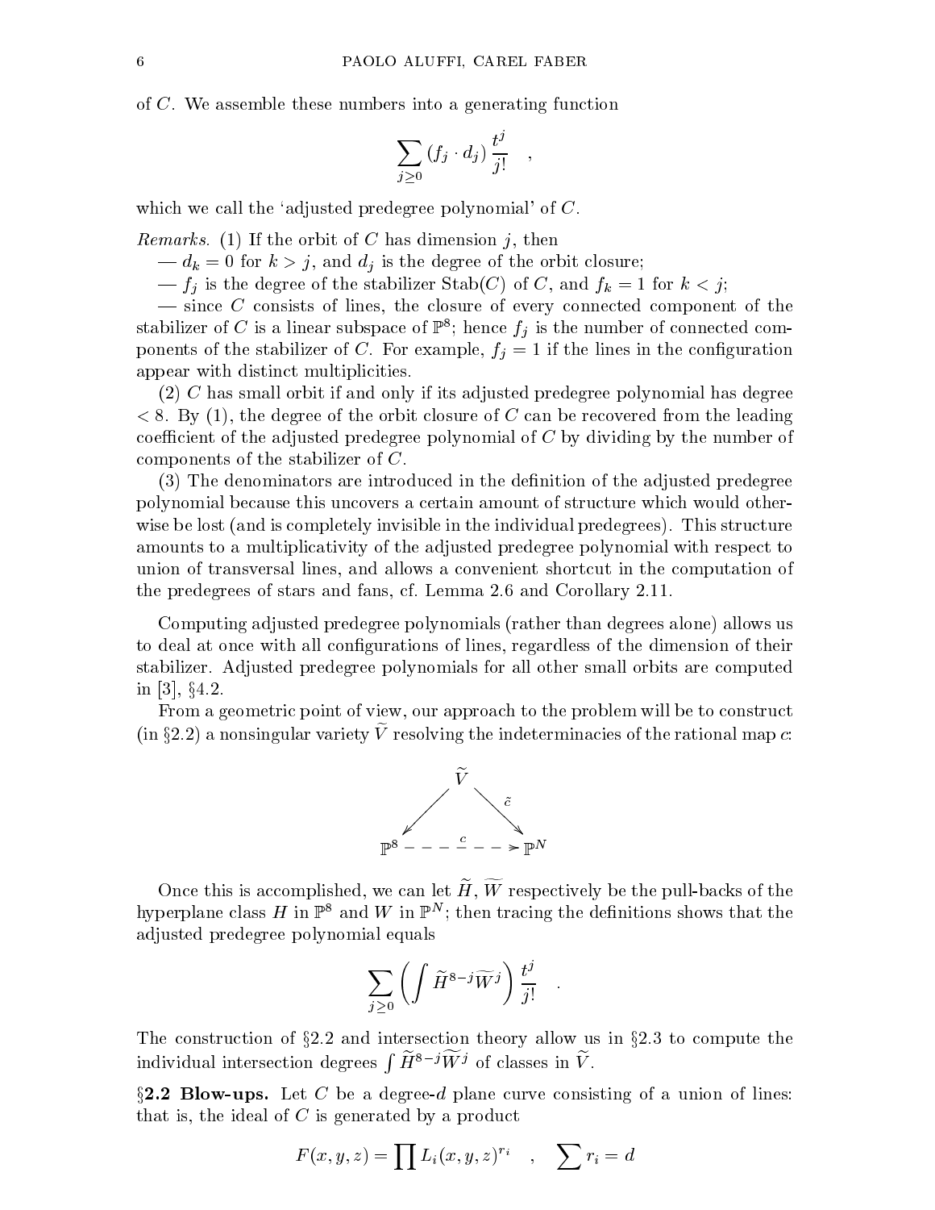of $C$. We assemble these numbers into a generating function

$$\sum_{j\geq 0} (f_j \cdot d_j) \frac{t^j}{j!} \quad ,$$

which we call the 'adjusted predegree polynomial' of $C$.

*Remarks.* (1) If the orbit of $C$ has dimension $j$, then

— $d_k = 0$ for $k > j$, and $d_j$ is the degree of the orbit closure;

— $f_j$ is the degree of the stabilizer $\mathrm{Stab}(C)$ of $C$, and $f_k = 1$ for $k < j$;

— since $C$ consists of lines, the closure of every connected component of the stabilizer of $C$ is a linear subspace of $\mathbb{P}^8$; hence $f_j$ is the number of connected components of the stabilizer of $C$. For example, $f_j = 1$ if the lines in the configuration appear with distinct multiplicities.

(2) $C$ has small orbit if and only if its adjusted predegree polynomial has degree $< 8$. By (1), the degree of the orbit closure of $C$ can be recovered from the leading coefficient of the adjusted predegree polynomial of $C$ by dividing by the number of components of the stabilizer of $C$.

(3) The denominators are introduced in the definition of the adjusted predegree polynomial because this uncovers a certain amount of structure which would otherwise be lost (and is completely invisible in the individual predegrees). This structure amounts to a multiplicativity of the adjusted predegree polynomial with respect to union of transversal lines, and allows a convenient shortcut in the computation of the predegrees of stars and fans, cf. Lemma 2.6 and Corollary 2.11.

Computing adjusted predegree polynomials (rather than degrees alone) allows us to deal at once with all configurations of lines, regardless of the dimension of their stabilizer. Adjusted predegree polynomials for all other small orbits are computed in [3], §4.2.

From a geometric point of view, our approach to the problem will be to construct (in §2.2) a nonsingular variety $\widetilde{V}$ resolving the indeterminacies of the rational map $c$:

$$\begin{array}{ccc} & \widetilde{V} & \\ \swarrow & & \searrow^{\tilde{c}} \\ \mathbb{P}^8 & \overset{c}{\dashrightarrow} & \mathbb{P}^N \end{array}$$

Once this is accomplished, we can let $\widetilde{H}$, $\widetilde{W}$ respectively be the pull-backs of the hyperplane class $H$ in $\mathbb{P}^8$ and $W$ in $\mathbb{P}^N$; then tracing the definitions shows that the adjusted predegree polynomial equals

$$\sum_{j\geq 0} \left( \int \widetilde{H}^{8-j} \widetilde{W}^j \right) \frac{t^j}{j!} \quad .$$

The construction of §2.2 and intersection theory allow us in §2.3 to compute the individual intersection degrees $\int \widetilde{H}^{8-j}\widetilde{W}^j$ of classes in $\widetilde{V}$.

**§2.2 Blow-ups.** Let $C$ be a degree-$d$ plane curve consisting of a union of lines: that is, the ideal of $C$ is generated by a product

$$F(x, y, z) = \prod L_i(x, y, z)^{r_i} \quad , \quad \sum r_i = d$$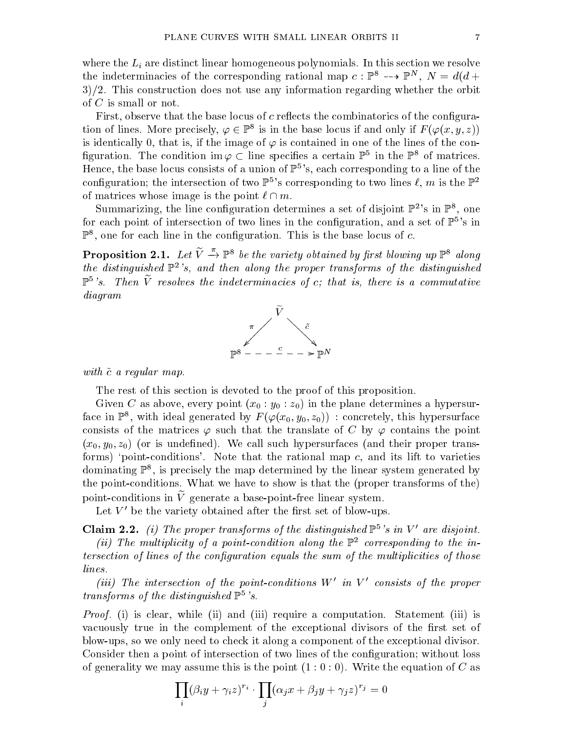where the $L_i$ are distinct linear homogeneous polynomials. In this section we resolve the indeterminacies of the corresponding rational map $c : \mathbb{P}^8 \dashrightarrow \mathbb{P}^N$, $N = d(d+3)/2$. This construction does not use any information regarding whether the orbit of $C$ is small or not.

First, observe that the base locus of $c$ reflects the combinatorics of the configuration of lines. More precisely, $\varphi \in \mathbb{P}^8$ is in the base locus if and only if $F(\varphi(x, y, z))$ is identically 0, that is, if the image of $\varphi$ is contained in one of the lines of the configuration. The condition $\operatorname{im}\varphi \subset$ line specifies a certain $\mathbb{P}^5$ in the $\mathbb{P}^8$ of matrices. Hence, the base locus consists of a union of $\mathbb{P}^5$'s, each corresponding to a line of the configuration; the intersection of two $\mathbb{P}^5$'s corresponding to two lines $\ell$, $m$ is the $\mathbb{P}^2$ of matrices whose image is the point $\ell \cap m$.

Summarizing, the line configuration determines a set of disjoint $\mathbb{P}^2$'s in $\mathbb{P}^8$, one for each point of intersection of two lines in the configuration, and a set of $\mathbb{P}^5$'s in $\mathbb{P}^8$, one for each line in the configuration. This is the base locus of $c$.

**Proposition 2.1.** *Let $\widetilde{V} \xrightarrow{\pi} \mathbb{P}^8$ be the variety obtained by first blowing up $\mathbb{P}^8$ along the distinguished $\mathbb{P}^2$'s, and then along the proper transforms of the distinguished $\mathbb{P}^5$'s. Then $\widetilde{V}$ resolves the indeterminacies of $c$; that is, there is a commutative diagram*

$$\begin{array}{ccc} & \widetilde{V} & \\ {}^{\pi}\swarrow & & \searrow^{\tilde{c}} \\ \mathbb{P}^8 & \overset{c}{\dashrightarrow} & \mathbb{P}^N \end{array}$$

*with $\tilde{c}$ a regular map.*

The rest of this section is devoted to the proof of this proposition.

Given $C$ as above, every point $(x_0 : y_0 : z_0)$ in the plane determines a hypersurface in $\mathbb{P}^8$, with ideal generated by $F(\varphi(x_0, y_0, z_0))$ : concretely, this hypersurface consists of the matrices $\varphi$ such that the translate of $C$ by $\varphi$ contains the point $(x_0, y_0, z_0)$ (or is undefined). We call such hypersurfaces (and their proper transforms) 'point-conditions'. Note that the rational map $c$, and its lift to varieties dominating $\mathbb{P}^8$, is precisely the map determined by the linear system generated by the point-conditions. What we have to show is that the (proper transforms of the) point-conditions in $\widetilde{V}$ generate a base-point-free linear system.

Let $V'$ be the variety obtained after the first set of blow-ups.

**Claim 2.2.** *(i) The proper transforms of the distinguished $\mathbb{P}^5$'s in $V'$ are disjoint.*

*(ii) The multiplicity of a point-condition along the $\mathbb{P}^2$ corresponding to the intersection of lines of the configuration equals the sum of the multiplicities of those lines.*

*(iii) The intersection of the point-conditions $W'$ in $V'$ consists of the proper transforms of the distinguished $\mathbb{P}^5$'s.*

*Proof.* (i) is clear, while (ii) and (iii) require a computation. Statement (iii) is vacuously true in the complement of the exceptional divisors of the first set of blow-ups, so we only need to check it along a component of the exceptional divisor. Consider then a point of intersection of two lines of the configuration; without loss of generality we may assume this is the point $(1 : 0 : 0)$. Write the equation of $C$ as

$$\prod_i (\beta_i y + \gamma_i z)^{r_i} \cdot \prod_j (\alpha_j x + \beta_j y + \gamma_j z)^{r_j} = 0$$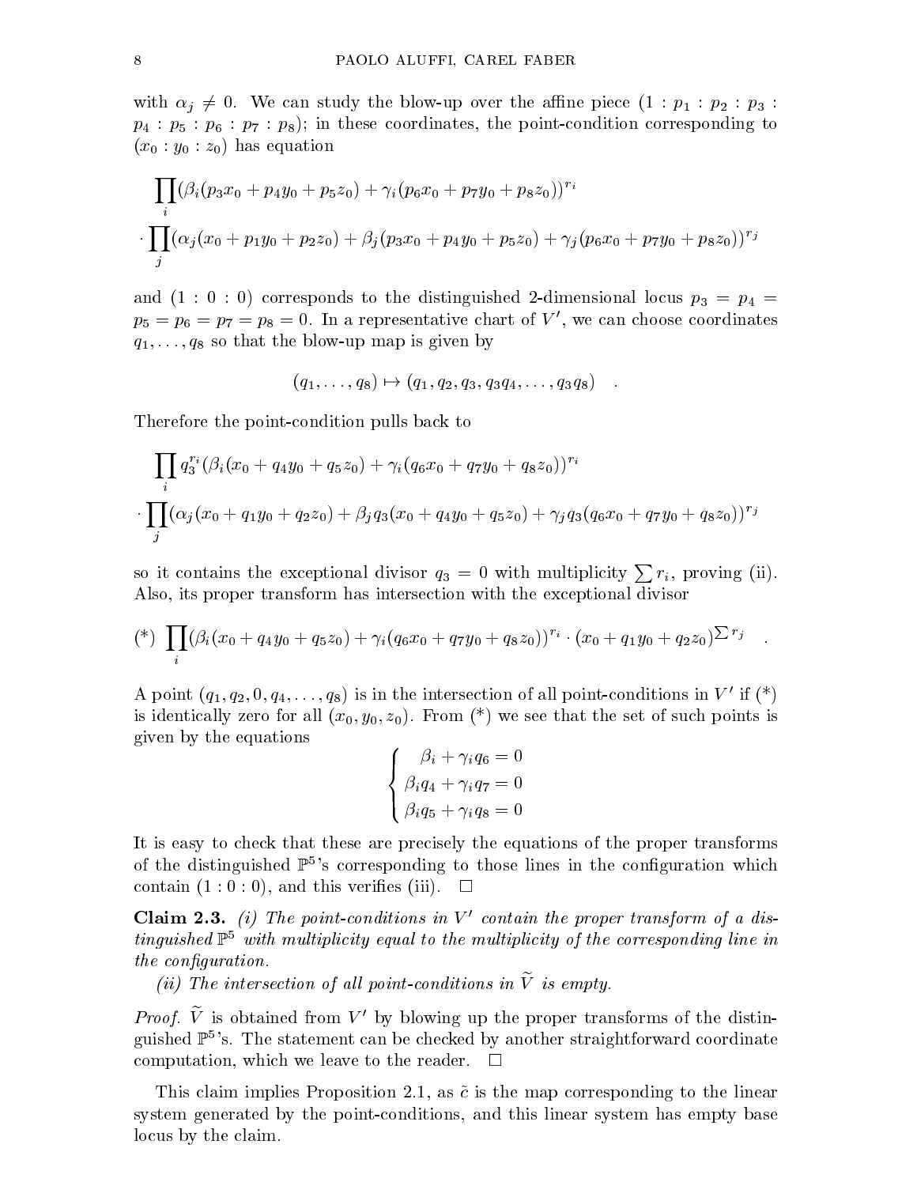with $\alpha_j \neq 0$. We can study the blow-up over the affine piece $(1 : p_1 : p_2 : p_3 : p_4 : p_5 : p_6 : p_7 : p_8)$; in these coordinates, the point-condition corresponding to $(x_0 : y_0 : z_0)$ has equation

$$\prod_i (\beta_i(p_3x_0 + p_4y_0 + p_5z_0) + \gamma_i(p_6x_0 + p_7y_0 + p_8z_0))^{r_i}$$
$$\cdot \prod_j (\alpha_j(x_0 + p_1y_0 + p_2z_0) + \beta_j(p_3x_0 + p_4y_0 + p_5z_0) + \gamma_j(p_6x_0 + p_7y_0 + p_8z_0))^{r_j}$$

and $(1 : 0 : 0)$ corresponds to the distinguished 2-dimensional locus $p_3 = p_4 = p_5 = p_6 = p_7 = p_8 = 0$. In a representative chart of $V'$, we can choose coordinates $q_1, \dots, q_8$ so that the blow-up map is given by

$$(q_1, \dots, q_8) \mapsto (q_1, q_2, q_3, q_3q_4, \dots, q_3q_8) \quad .$$

Therefore the point-condition pulls back to

$$\prod_i q_3^{r_i} (\beta_i(x_0 + q_4y_0 + q_5z_0) + \gamma_i(q_6x_0 + q_7y_0 + q_8z_0))^{r_i}$$
$$\cdot \prod_j (\alpha_j(x_0 + q_1y_0 + q_2z_0) + \beta_jq_3(x_0 + q_4y_0 + q_5z_0) + \gamma_jq_3(q_6x_0 + q_7y_0 + q_8z_0))^{r_j}$$

so it contains the exceptional divisor $q_3 = 0$ with multiplicity $\sum r_i$, proving (ii). Also, its proper transform has intersection with the exceptional divisor

$$(*) \ \prod_i (\beta_i(x_0 + q_4y_0 + q_5z_0) + \gamma_i(q_6x_0 + q_7y_0 + q_8z_0))^{r_i} \cdot (x_0 + q_1y_0 + q_2z_0)^{\sum r_j} \quad .$$

A point $(q_1, q_2, 0, q_4, \dots, q_8)$ is in the intersection of all point-conditions in $V'$ if (*) is identically zero for all $(x_0, y_0, z_0)$. From (*) we see that the set of such points is given by the equations

$$\begin{cases} \beta_i + \gamma_i q_6 = 0 \\ \beta_i q_4 + \gamma_i q_7 = 0 \\ \beta_i q_5 + \gamma_i q_8 = 0 \end{cases}$$

It is easy to check that these are precisely the equations of the proper transforms of the distinguished $\mathbb{P}^5$'s corresponding to those lines in the configuration which contain $(1 : 0 : 0)$, and this verifies (iii). $\square$

**Claim 2.3.** *(i) The point-conditions in $V'$ contain the proper transform of a distinguished $\mathbb{P}^5$ with multiplicity equal to the multiplicity of the corresponding line in the configuration.*

*(ii) The intersection of all point-conditions in $\widetilde{V}$ is empty.*

*Proof.* $\widetilde{V}$ is obtained from $V'$ by blowing up the proper transforms of the distinguished $\mathbb{P}^5$'s. The statement can be checked by another straightforward coordinate computation, which we leave to the reader. $\square$

This claim implies Proposition 2.1, as $\tilde{c}$ is the map corresponding to the linear system generated by the point-conditions, and this linear system has empty base locus by the claim.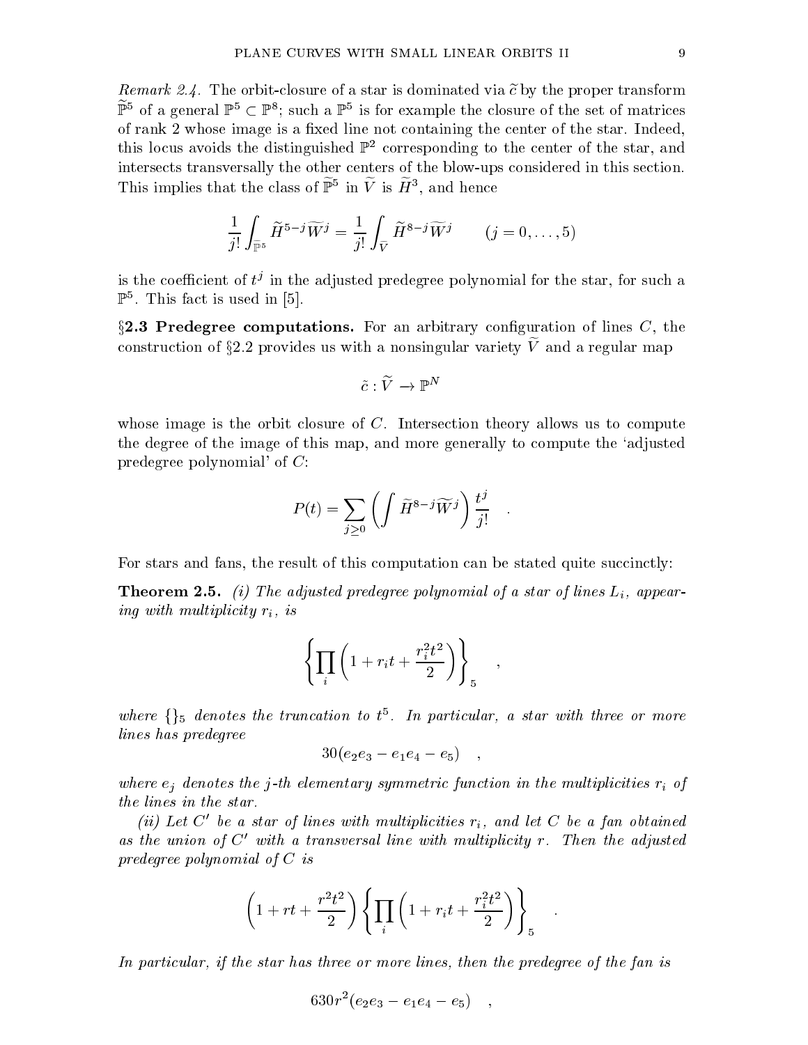*Remark 2.4.* The orbit-closure of a star is dominated via $\widetilde{c}$ by the proper transform $\widetilde{\mathbb{P}}^5$ of a general $\mathbb{P}^5 \subset \mathbb{P}^8$; such a $\mathbb{P}^5$ is for example the closure of the set of matrices of rank 2 whose image is a fixed line not containing the center of the star. Indeed, this locus avoids the distinguished $\mathbb{P}^2$ corresponding to the center of the star, and intersects transversally the other centers of the blow-ups considered in this section. This implies that the class of $\widetilde{\mathbb{P}}^5$ in $\widetilde{V}$ is $\widetilde{H}^3$, and hence

$$\frac{1}{j!}\int_{\widetilde{\mathbb{P}}^5} \widetilde{H}^{5-j}\widetilde{W}^j = \frac{1}{j!}\int_{\widetilde{V}} \widetilde{H}^{8-j}\widetilde{W}^j \qquad (j=0,\dots,5)$$

is the coefficient of $t^j$ in the adjusted predegree polynomial for the star, for such a $\mathbb{P}^5$. This fact is used in [5].

**§2.3 Predegree computations.** For an arbitrary configuration of lines $C$, the construction of §2.2 provides us with a nonsingular variety $\widetilde{V}$ and a regular map

$$\tilde{c} : \widetilde{V} \to \mathbb{P}^N$$

whose image is the orbit closure of $C$. Intersection theory allows us to compute the degree of the image of this map, and more generally to compute the 'adjusted predegree polynomial' of $C$:

$$P(t) = \sum_{j\ge 0}\left(\int \widetilde{H}^{8-j}\widetilde{W}^j\right)\frac{t^j}{j!} \quad .$$

For stars and fans, the result of this computation can be stated quite succinctly:

**Theorem 2.5.** *(i) The adjusted predegree polynomial of a star of lines $L_i$, appearing with multiplicity $r_i$, is*

$$\left\{\prod_i\left(1 + r_i t + \frac{r_i^2 t^2}{2}\right)\right\}_5 \quad ,$$

*where $\{\}_5$ denotes the truncation to $t^5$. In particular, a star with three or more lines has predegree*

$$30(e_2e_3 - e_1e_4 - e_5) \quad ,$$

*where $e_j$ denotes the $j$-th elementary symmetric function in the multiplicities $r_i$ of the lines in the star.*

*(ii) Let $C'$ be a star of lines with multiplicities $r_i$, and let $C$ be a fan obtained as the union of $C'$ with a transversal line with multiplicity $r$. Then the adjusted predegree polynomial of $C$ is*

$$\left(1 + rt + \frac{r^2t^2}{2}\right)\left\{\prod_i\left(1 + r_i t + \frac{r_i^2 t^2}{2}\right)\right\}_5 \quad .$$

*In particular, if the star has three or more lines, then the predegree of the fan is*

$$630r^2(e_2e_3 - e_1e_4 - e_5) \quad ,$$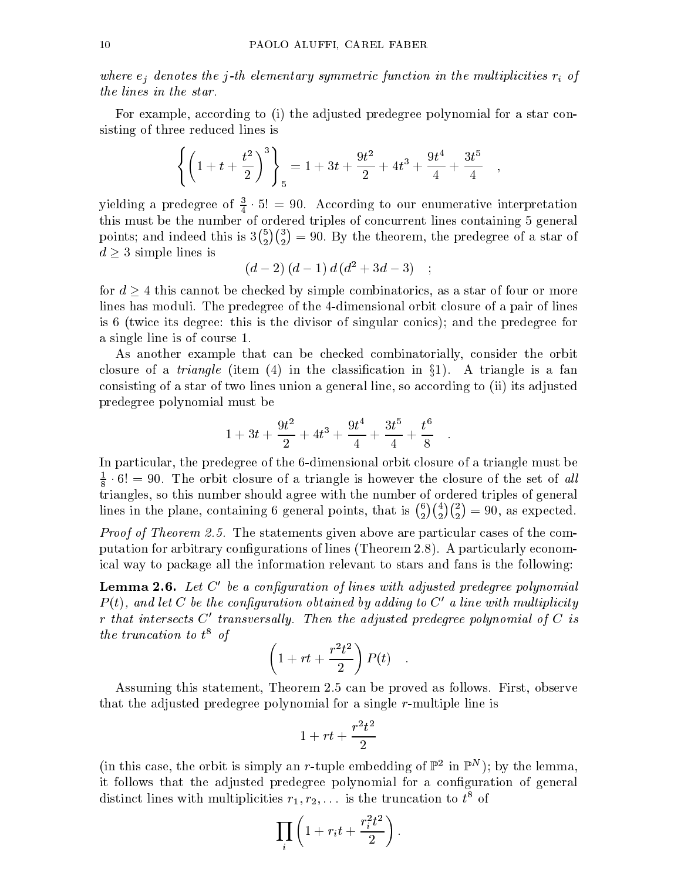*where $e_j$ denotes the $j$-th elementary symmetric function in the multiplicities $r_i$ of the lines in the star.*

For example, according to (i) the adjusted predegree polynomial for a star consisting of three reduced lines is

$$\left\{ \left(1 + t + \frac{t^2}{2}\right)^3 \right\}_5 = 1 + 3t + \frac{9t^2}{2} + 4t^3 + \frac{9t^4}{4} + \frac{3t^5}{4} \quad ,$$

yielding a predegree of $\frac{3}{4} \cdot 5! = 90$. According to our enumerative interpretation this must be the number of ordered triples of concurrent lines containing 5 general points; and indeed this is $3\binom{5}{2}\binom{3}{2} = 90$. By the theorem, the predegree of a star of $d \geq 3$ simple lines is

$$(d-2)\,(d-1)\,d\,(d^2 + 3d - 3) \quad ;$$

for $d \geq 4$ this cannot be checked by simple combinatorics, as a star of four or more lines has moduli. The predegree of the 4-dimensional orbit closure of a pair of lines is 6 (twice its degree: this is the divisor of singular conics); and the predegree for a single line is of course 1.

As another example that can be checked combinatorially, consider the orbit closure of a *triangle* (item (4) in the classification in §1). A triangle is a fan consisting of a star of two lines union a general line, so according to (ii) its adjusted predegree polynomial must be

$$1 + 3t + \frac{9t^2}{2} + 4t^3 + \frac{9t^4}{4} + \frac{3t^5}{4} + \frac{t^6}{8} \quad .$$

In particular, the predegree of the 6-dimensional orbit closure of a triangle must be $\frac{1}{8} \cdot 6! = 90$. The orbit closure of a triangle is however the closure of the set of *all* triangles, so this number should agree with the number of ordered triples of general lines in the plane, containing 6 general points, that is $\binom{6}{2}\binom{4}{2}\binom{2}{2} = 90$, as expected.

*Proof of Theorem 2.5.* The statements given above are particular cases of the computation for arbitrary configurations of lines (Theorem 2.8). A particularly economical way to package all the information relevant to stars and fans is the following:

**Lemma 2.6.** *Let $C'$ be a configuration of lines with adjusted predegree polynomial $P(t)$, and let $C$ be the configuration obtained by adding to $C'$ a line with multiplicity $r$ that intersects $C'$ transversally. Then the adjusted predegree polynomial of $C$ is the truncation to $t^8$ of*

$$\left(1 + rt + \frac{r^2t^2}{2}\right) P(t) \quad .$$

Assuming this statement, Theorem 2.5 can be proved as follows. First, observe that the adjusted predegree polynomial for a single $r$-multiple line is

$$1 + rt + \frac{r^2t^2}{2}$$

(in this case, the orbit is simply an $r$-tuple embedding of $\mathbb{P}^2$ in $\mathbb{P}^N$); by the lemma, it follows that the adjusted predegree polynomial for a configuration of general distinct lines with multiplicities $r_1, r_2, \ldots$ is the truncation to $t^8$ of

$$\prod_i \left(1 + r_i t + \frac{r_i^2 t^2}{2}\right).$$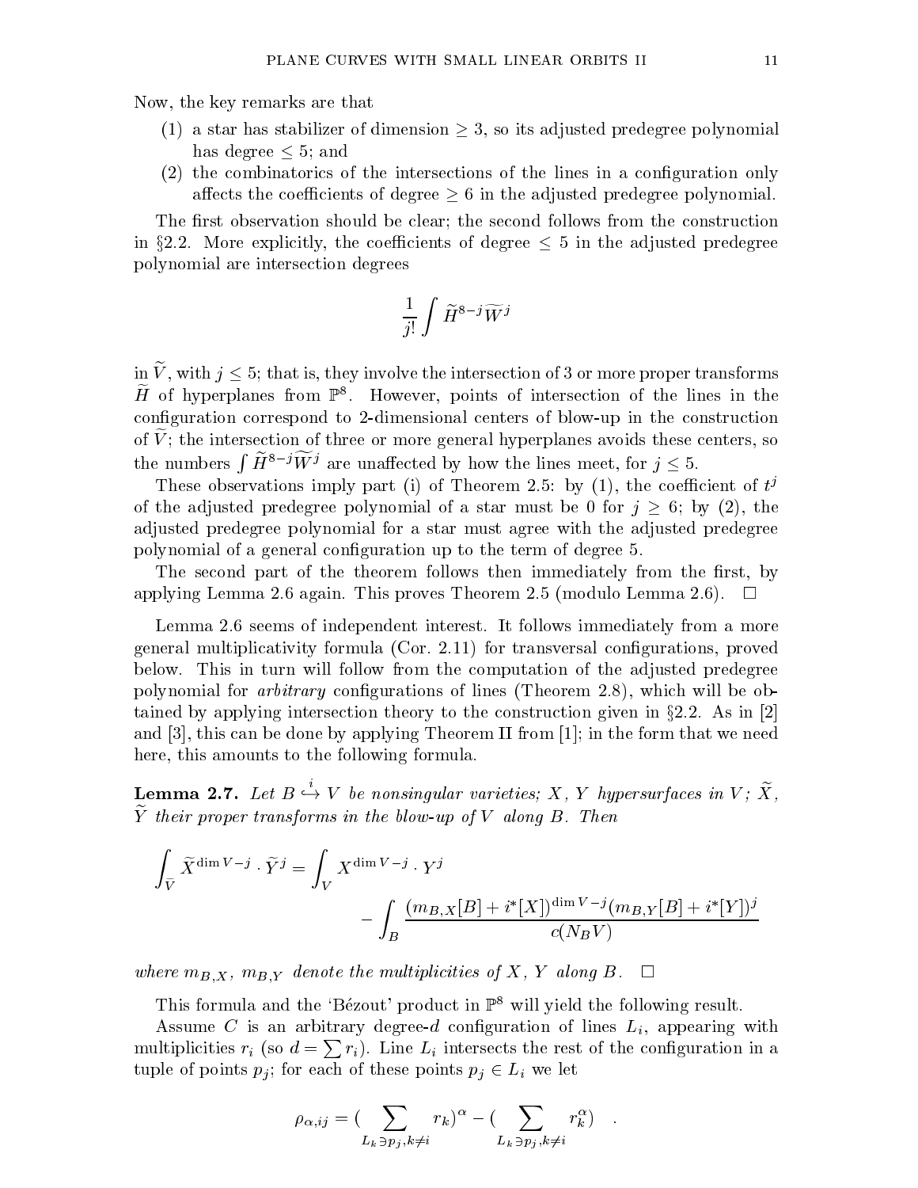Now, the key remarks are that

(1) a star has stabilizer of dimension $\geq 3$, so its adjusted predegree polynomial has degree $\leq 5$; and
(2) the combinatorics of the intersections of the lines in a configuration only affects the coefficients of degree $\geq 6$ in the adjusted predegree polynomial.

The first observation should be clear; the second follows from the construction in §2.2. More explicitly, the coefficients of degree $\leq 5$ in the adjusted predegree polynomial are intersection degrees

$$\frac{1}{j!}\int \widetilde{H}^{8-j}\widetilde{W}^{j}$$

in $\widetilde{V}$, with $j \leq 5$; that is, they involve the intersection of 3 or more proper transforms $\widetilde{H}$ of hyperplanes from $\mathbb{P}^8$. However, points of intersection of the lines in the configuration correspond to 2-dimensional centers of blow-up in the construction of $\widetilde{V}$; the intersection of three or more general hyperplanes avoids these centers, so the numbers $\int \widetilde{H}^{8-j}\widetilde{W}^j$ are unaffected by how the lines meet, for $j \leq 5$.

These observations imply part (i) of Theorem 2.5: by (1), the coefficient of $t^j$ of the adjusted predegree polynomial of a star must be 0 for $j \geq 6$; by (2), the adjusted predegree polynomial for a star must agree with the adjusted predegree polynomial of a general configuration up to the term of degree 5.

The second part of the theorem follows then immediately from the first, by applying Lemma 2.6 again. This proves Theorem 2.5 (modulo Lemma 2.6). □

Lemma 2.6 seems of independent interest. It follows immediately from a more general multiplicativity formula (Cor. 2.11) for transversal configurations, proved below. This in turn will follow from the computation of the adjusted predegree polynomial for *arbitrary* configurations of lines (Theorem 2.8), which will be obtained by applying intersection theory to the construction given in §2.2. As in [2] and [3], this can be done by applying Theorem II from [1]; in the form that we need here, this amounts to the following formula.

**Lemma 2.7.** *Let $B \stackrel{i}{\hookrightarrow} V$ be nonsingular varieties; $X$, $Y$ hypersurfaces in $V$; $\widetilde{X}$, $\widetilde{Y}$ their proper transforms in the blow-up of $V$ along $B$. Then*

$$\int_{\widetilde{V}} \widetilde{X}^{\dim V - j}\cdot \widetilde{Y}^j = \int_V X^{\dim V - j}\cdot Y^j - \int_B \frac{(m_{B,X}[B]+i^*[X])^{\dim V - j}(m_{B,Y}[B]+i^*[Y])^j}{c(N_B V)}$$

*where $m_{B,X}$, $m_{B,Y}$ denote the multiplicities of $X$, $Y$ along $B$.* □

This formula and the 'Bézout' product in $\mathbb{P}^8$ will yield the following result.

Assume $C$ is an arbitrary degree-$d$ configuration of lines $L_i$, appearing with multiplicities $r_i$ (so $d = \sum r_i$). Line $L_i$ intersects the rest of the configuration in a tuple of points $p_j$; for each of these points $p_j \in L_i$ we let

$$\rho_{\alpha,ij} = \Big(\sum_{L_k \ni p_j, k\neq i} r_k\Big)^{\alpha} - \Big(\sum_{L_k \ni p_j, k \neq i} r_k^{\alpha}\Big) \quad .$$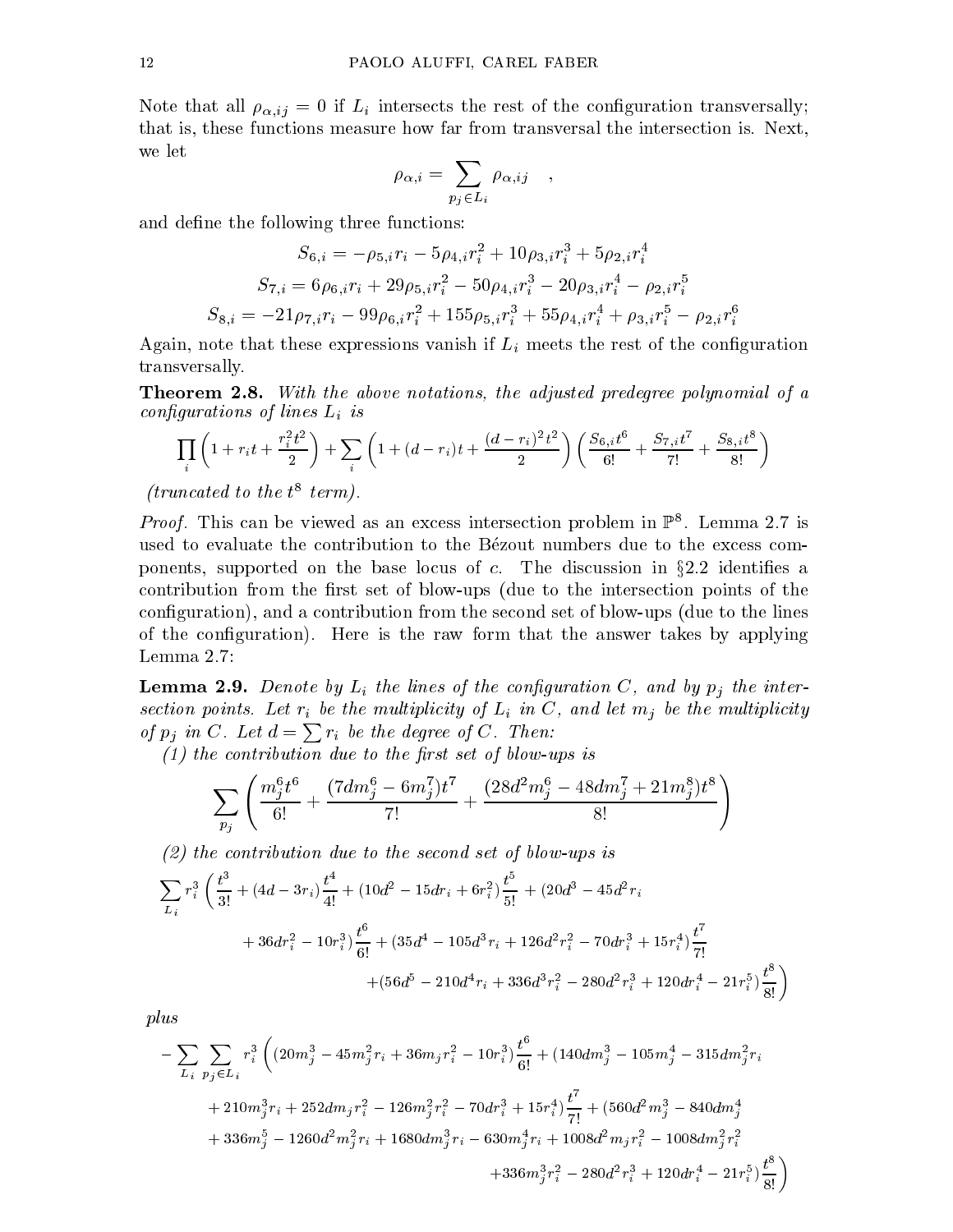Note that all $\rho_{\alpha,ij} = 0$ if $L_i$ intersects the rest of the configuration transversally; that is, these functions measure how far from transversal the intersection is. Next, we let

$$\rho_{\alpha,i} = \sum_{p_j \in L_i} \rho_{\alpha,ij} \quad ,$$

and define the following three functions:

$$S_{6,i} = -\rho_{5,i} r_i - 5\rho_{4,i} r_i^2 + 10\rho_{3,i} r_i^3 + 5\rho_{2,i} r_i^4$$

$$S_{7,i} = 6\rho_{6,i} r_i + 29\rho_{5,i} r_i^2 - 50\rho_{4,i} r_i^3 - 20\rho_{3,i} r_i^4 - \rho_{2,i} r_i^5$$

$$S_{8,i} = -21\rho_{7,i} r_i - 99\rho_{6,i} r_i^2 + 155\rho_{5,i} r_i^3 + 55\rho_{4,i} r_i^4 + \rho_{3,i} r_i^5 - \rho_{2,i} r_i^6$$

Again, note that these expressions vanish if $L_i$ meets the rest of the configuration transversally.

**Theorem 2.8.** *With the above notations, the adjusted predegree polynomial of a configurations of lines $L_i$ is*

$$\prod_i \left(1 + r_i t + \frac{r_i^2 t^2}{2}\right) + \sum_i \left(1 + (d - r_i)t + \frac{(d - r_i)^2 t^2}{2}\right) \left(\frac{S_{6,i} t^6}{6!} + \frac{S_{7,i} t^7}{7!} + \frac{S_{8,i} t^8}{8!}\right)$$

*(truncated to the $t^8$ term).*

*Proof.* This can be viewed as an excess intersection problem in $\mathbb{P}^8$. Lemma 2.7 is used to evaluate the contribution to the Bézout numbers due to the excess components, supported on the base locus of $c$. The discussion in §2.2 identifies a contribution from the first set of blow-ups (due to the intersection points of the configuration), and a contribution from the second set of blow-ups (due to the lines of the configuration). Here is the raw form that the answer takes by applying Lemma 2.7:

**Lemma 2.9.** *Denote by $L_i$ the lines of the configuration $C$, and by $p_j$ the intersection points. Let $r_i$ be the multiplicity of $L_i$ in $C$, and let $m_j$ be the multiplicity of $p_j$ in $C$. Let $d = \sum r_i$ be the degree of $C$. Then:*

*(1) the contribution due to the first set of blow-ups is*

$$\sum_{p_j} \left( \frac{m_j^6 t^6}{6!} + \frac{(7dm_j^6 - 6m_j^7)t^7}{7!} + \frac{(28d^2 m_j^6 - 48dm_j^7 + 21m_j^8)t^8}{8!} \right)$$

*(2) the contribution due to the second set of blow-ups is*

$$\sum_{L_i} r_i^3 \left( \frac{t^3}{3!} + (4d - 3r_i)\frac{t^4}{4!} + (10d^2 - 15dr_i + 6r_i^2)\frac{t^5}{5!} + (20d^3 - 45d^2 r_i + 36dr_i^2 - 10r_i^3)\frac{t^6}{6!} + (35d^4 - 105d^3 r_i + 126d^2 r_i^2 - 70dr_i^3 + 15r_i^4)\frac{t^7}{7!} + (56d^5 - 210d^4 r_i + 336d^3 r_i^2 - 280d^2 r_i^3 + 120dr_i^4 - 21r_i^5)\frac{t^8}{8!} \right)$$

*plus*

$$-\sum_{L_i} \sum_{p_j \in L_i} r_i^3 \left( (20m_j^3 - 45m_j^2 r_i + 36m_j r_i^2 - 10r_i^3)\frac{t^6}{6!} + (140dm_j^3 - 105m_j^4 - 315dm_j^2 r_i + 210m_j^3 r_i + 252dm_j r_i^2 - 126m_j^2 r_i^2 - 70dr_i^3 + 15r_i^4)\frac{t^7}{7!} + (560d^2 m_j^3 - 840dm_j^4 + 336m_j^5 - 1260d^2 m_j^2 r_i + 1680dm_j^3 r_i - 630m_j^4 r_i + 1008d^2 m_j r_i^2 - 1008dm_j^2 r_i^2 + 336m_j^3 r_i^2 - 280d^2 r_i^3 + 120dr_i^4 - 21r_i^5)\frac{t^8}{8!} \right)$$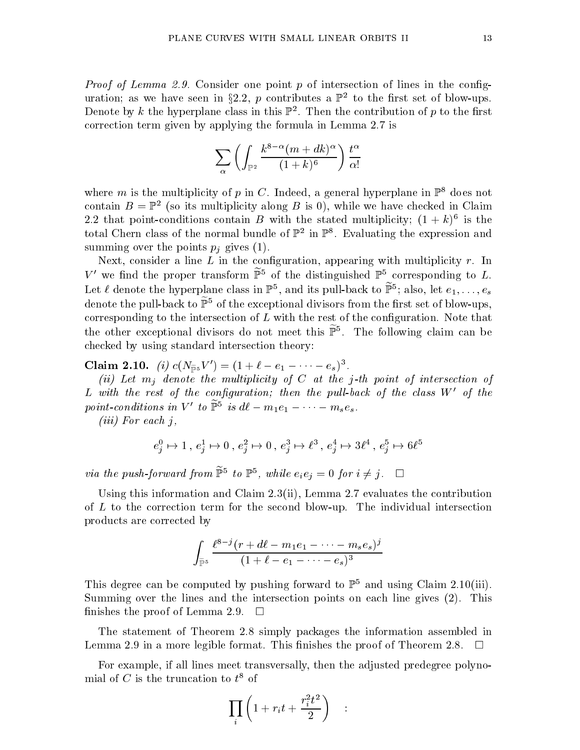*Proof of Lemma 2.9.* Consider one point $p$ of intersection of lines in the configuration; as we have seen in §2.2, $p$ contributes a $\mathbb{P}^2$ to the first set of blow-ups. Denote by $k$ the hyperplane class in this $\mathbb{P}^2$. Then the contribution of $p$ to the first correction term given by applying the formula in Lemma 2.7 is

$$\sum_\alpha \left( \int_{\mathbb{P}^2} \frac{k^{8-\alpha}(m+dk)^\alpha}{(1+k)^6} \right) \frac{t^\alpha}{\alpha!}$$

where $m$ is the multiplicity of $p$ in $C$. Indeed, a general hyperplane in $\mathbb{P}^8$ does not contain $B = \mathbb{P}^2$ (so its multiplicity along $B$ is 0), while we have checked in Claim 2.2 that point-conditions contain $B$ with the stated multiplicity; $(1+k)^6$ is the total Chern class of the normal bundle of $\mathbb{P}^2$ in $\mathbb{P}^8$. Evaluating the expression and summing over the points $p_j$ gives (1).

Next, consider a line $L$ in the configuration, appearing with multiplicity $r$. In $V'$ we find the proper transform $\widetilde{\mathbb{P}}^5$ of the distinguished $\mathbb{P}^5$ corresponding to $L$. Let $\ell$ denote the hyperplane class in $\mathbb{P}^5$, and its pull-back to $\widetilde{\mathbb{P}}^5$; also, let $e_1, \dots, e_s$ denote the pull-back to $\widetilde{\mathbb{P}}^5$ of the exceptional divisors from the first set of blow-ups, corresponding to the intersection of $L$ with the rest of the configuration. Note that the other exceptional divisors do not meet this $\widetilde{\mathbb{P}}^5$. The following claim can be checked by using standard intersection theory:

**Claim 2.10.** *(i)* $c(N_{\widetilde{\mathbb{P}}^5} V') = (1 + \ell - e_1 - \cdots - e_s)^3$.

*(ii) Let $m_j$ denote the multiplicity of $C$ at the $j$-th point of intersection of $L$ with the rest of the configuration; then the pull-back of the class $W'$ of the point-conditions in $V'$ to $\widetilde{\mathbb{P}}^5$ is $d\ell - m_1 e_1 - \cdots - m_s e_s$.*

*(iii) For each $j$,*

$$e_j^0 \mapsto 1 \,,\; e_j^1 \mapsto 0 \,,\; e_j^2 \mapsto 0 \,,\; e_j^3 \mapsto \ell^3 \,,\; e_j^4 \mapsto 3\ell^4 \,,\; e_j^5 \mapsto 6\ell^5$$

*via the push-forward from $\widetilde{\mathbb{P}}^5$ to $\mathbb{P}^5$, while $e_i e_j = 0$ for $i \neq j$.* $\square$

Using this information and Claim 2.3(ii), Lemma 2.7 evaluates the contribution of $L$ to the correction term for the second blow-up. The individual intersection products are corrected by

$$\int_{\widetilde{\mathbb{P}}^5} \frac{\ell^{8-j}(r + d\ell - m_1 e_1 - \cdots - m_s e_s)^j}{(1 + \ell - e_1 - \cdots - e_s)^3}$$

This degree can be computed by pushing forward to $\mathbb{P}^5$ and using Claim 2.10(iii). Summing over the lines and the intersection points on each line gives (2). This finishes the proof of Lemma 2.9. $\square$

The statement of Theorem 2.8 simply packages the information assembled in Lemma 2.9 in a more legible format. This finishes the proof of Theorem 2.8. $\square$

For example, if all lines meet transversally, then the adjusted predegree polynomial of $C$ is the truncation to $t^8$ of

$$\prod_i \left(1 + r_i t + \frac{r_i^2 t^2}{2}\right) \quad :$$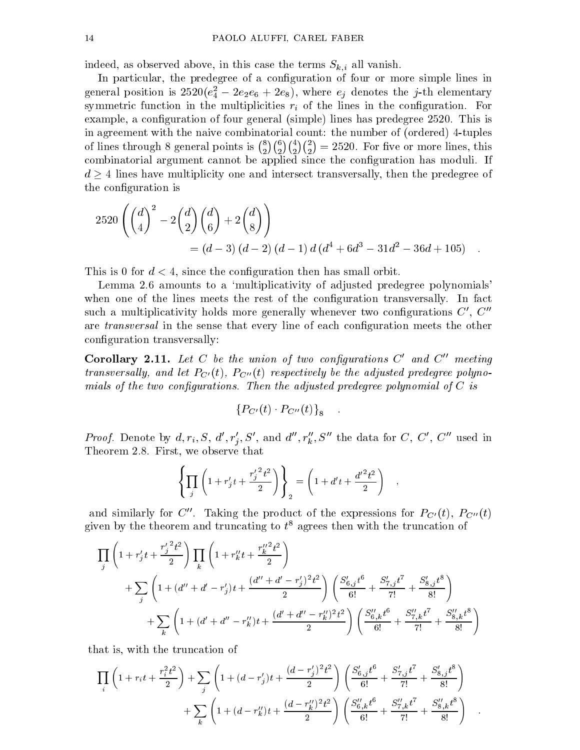indeed, as observed above, in this case the terms $S_{k,i}$ all vanish.

In particular, the predegree of a configuration of four or more simple lines in general position is $2520(e_4^2 - 2e_2e_6 + 2e_8)$, where $e_j$ denotes the $j$-th elementary symmetric function in the multiplicities $r_i$ of the lines in the configuration. For example, a configuration of four general (simple) lines has predegree 2520. This is in agreement with the naive combinatorial count: the number of (ordered) 4-tuples of lines through 8 general points is $\binom{8}{2}\binom{6}{2}\binom{4}{2}\binom{2}{2} = 2520$. For five or more lines, this combinatorial argument cannot be applied since the configuration has moduli. If $d \geq 4$ lines have multiplicity one and intersect transversally, then the predegree of the configuration is

$$2520\left(\binom{d}{4}^2 - 2\binom{d}{2}\binom{d}{6} + 2\binom{d}{8}\right)$$
$$= (d-3)(d-2)(d-1)\,d\,(d^4 + 6d^3 - 31d^2 - 36d + 105) \quad .$$

This is 0 for $d < 4$, since the configuration then has small orbit.

Lemma 2.6 amounts to a 'multiplicativity of adjusted predegree polynomials' when one of the lines meets the rest of the configuration transversally. In fact such a multiplicativity holds more generally whenever two configurations $C'$, $C''$ are *transversal* in the sense that every line of each configuration meets the other configuration transversally:

**Corollary 2.11.** *Let $C$ be the union of two configurations $C'$ and $C''$ meeting transversally, and let $P_{C'}(t)$, $P_{C''}(t)$ respectively be the adjusted predegree polynomials of the two configurations. Then the adjusted predegree polynomial of $C$ is*

$$\{P_{C'}(t) \cdot P_{C''}(t)\}_8 \quad .$$

*Proof.* Denote by $d, r_i, S$, $d', r'_j, S'$, and $d'', r''_k, S''$ the data for $C$, $C'$, $C''$ used in Theorem 2.8. First, we observe that

$$\left\{\prod_j \left(1 + r'_j t + \frac{{r'_j}^2 t^2}{2}\right)\right\}_2 = \left(1 + d't + \frac{{d'}^2 t^2}{2}\right) \quad ,$$

and similarly for $C''$. Taking the product of the expressions for $P_{C'}(t)$, $P_{C''}(t)$ given by the theorem and truncating to $t^8$ agrees then with the truncation of

$$\prod_j \left(1 + r'_j t + \frac{{r'_j}^2 t^2}{2}\right) \prod_k \left(1 + r''_k t + \frac{{r''_k}^2 t^2}{2}\right)$$
$$+ \sum_j \left(1 + (d'' + d' - r'_j)t + \frac{(d'' + d' - r'_j)^2 t^2}{2}\right)\left(\frac{S'_{6,j}t^6}{6!} + \frac{S'_{7,j}t^7}{7!} + \frac{S'_{8,j}t^8}{8!}\right)$$
$$+ \sum_k \left(1 + (d' + d'' - r''_k)t + \frac{(d' + d'' - r''_k)^2 t^2}{2}\right)\left(\frac{S''_{6,k}t^6}{6!} + \frac{S''_{7,k}t^7}{7!} + \frac{S''_{8,k}t^8}{8!}\right)$$

that is, with the truncation of

$$\prod_i \left(1 + r_i t + \frac{r_i^2 t^2}{2}\right) + \sum_j \left(1 + (d - r'_j)t + \frac{(d - r'_j)^2 t^2}{2}\right)\left(\frac{S'_{6,j}t^6}{6!} + \frac{S'_{7,j}t^7}{7!} + \frac{S'_{8,j}t^8}{8!}\right)$$
$$+ \sum_k \left(1 + (d - r''_k)t + \frac{(d - r''_k)^2 t^2}{2}\right)\left(\frac{S''_{6,k}t^6}{6!} + \frac{S''_{7,k}t^7}{7!} + \frac{S''_{8,k}t^8}{8!}\right) \quad .$$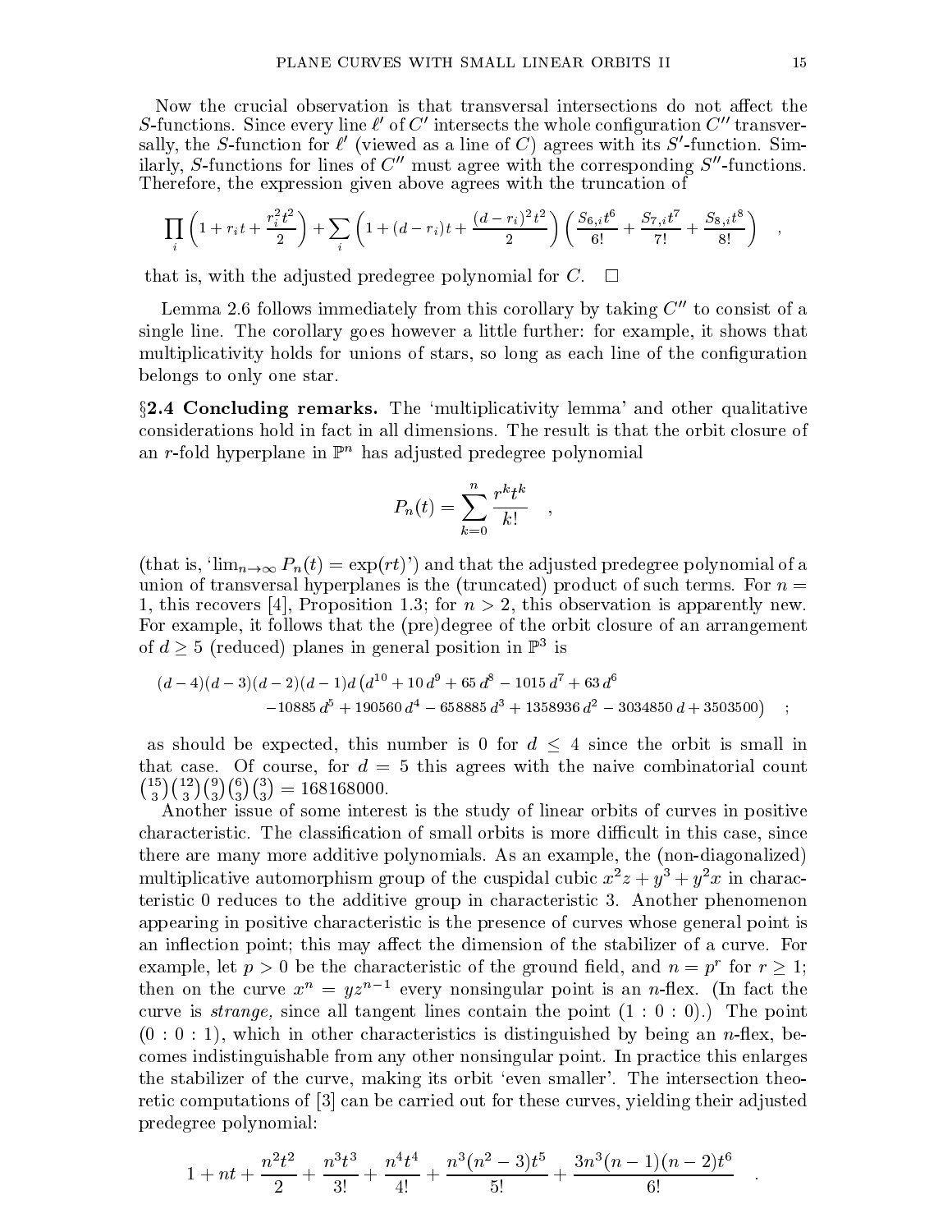Now the crucial observation is that transversal intersections do not affect the $S$-functions. Since every line $\ell'$ of $C'$ intersects the whole configuration $C''$ transversally, the $S$-function for $\ell'$ (viewed as a line of $C$) agrees with its $S'$-function. Similarly, $S$-functions for lines of $C''$ must agree with the corresponding $S''$-functions. Therefore, the expression given above agrees with the truncation of

$$\prod_i \left(1 + r_i t + \frac{r_i^2 t^2}{2}\right) + \sum_i \left(1 + (d - r_i)t + \frac{(d-r_i)^2 t^2}{2}\right)\left(\frac{S_{6,i}t^6}{6!} + \frac{S_{7,i}t^7}{7!} + \frac{S_{8,i}t^8}{8!}\right) \quad ,$$

that is, with the adjusted predegree polynomial for $C$. $\square$

Lemma 2.6 follows immediately from this corollary by taking $C''$ to consist of a single line. The corollary goes however a little further: for example, it shows that multiplicativity holds for unions of stars, so long as each line of the configuration belongs to only one star.

**§2.4 Concluding remarks.** The 'multiplicativity lemma' and other qualitative considerations hold in fact in all dimensions. The result is that the orbit closure of an $r$-fold hyperplane in $\mathbb{P}^n$ has adjusted predegree polynomial

$$P_n(t) = \sum_{k=0}^{n} \frac{r^k t^k}{k!} \quad ,$$

(that is, '$\lim_{n\to\infty} P_n(t) = \exp(rt)$') and that the adjusted predegree polynomial of a union of transversal hyperplanes is the (truncated) product of such terms. For $n = 1$, this recovers [4], Proposition 1.3; for $n > 2$, this observation is apparently new. For example, it follows that the (pre)degree of the orbit closure of an arrangement of $d \geq 5$ (reduced) planes in general position in $\mathbb{P}^3$ is

$$\begin{aligned}(d-4)(d-3)(d-2)(d-1)d\,\big(&d^{10} + 10\,d^9 + 65\,d^8 - 1015\,d^7 + 63\,d^6 \\ &-10885\,d^5 + 190560\,d^4 - 658885\,d^3 + 1358936\,d^2 - 3034850\,d + 3503500\big) \quad ;\end{aligned}$$

as should be expected, this number is 0 for $d \leq 4$ since the orbit is small in that case. Of course, for $d = 5$ this agrees with the naive combinatorial count $\binom{15}{3}\binom{12}{3}\binom{9}{3}\binom{6}{3}\binom{3}{3} = 168168000$.

Another issue of some interest is the study of linear orbits of curves in positive characteristic. The classification of small orbits is more difficult in this case, since there are many more additive polynomials. As an example, the (non-diagonalized) multiplicative automorphism group of the cuspidal cubic $x^2z + y^3 + y^2x$ in characteristic 0 reduces to the additive group in characteristic 3. Another phenomenon appearing in positive characteristic is the presence of curves whose general point is an inflection point; this may affect the dimension of the stabilizer of a curve. For example, let $p > 0$ be the characteristic of the ground field, and $n = p^r$ for $r \geq 1$; then on the curve $x^n = yz^{n-1}$ every nonsingular point is an $n$-flex. (In fact the curve is *strange,* since all tangent lines contain the point $(1:0:0)$.) The point $(0:0:1)$, which in other characteristics is distinguished by being an $n$-flex, becomes indistinguishable from any other nonsingular point. In practice this enlarges the stabilizer of the curve, making its orbit 'even smaller'. The intersection theoretic computations of [3] can be carried out for these curves, yielding their adjusted predegree polynomial:

$$1 + nt + \frac{n^2t^2}{2} + \frac{n^3t^3}{3!} + \frac{n^4t^4}{4!} + \frac{n^3(n^2-3)t^5}{5!} + \frac{3n^3(n-1)(n-2)t^6}{6!} \quad .$$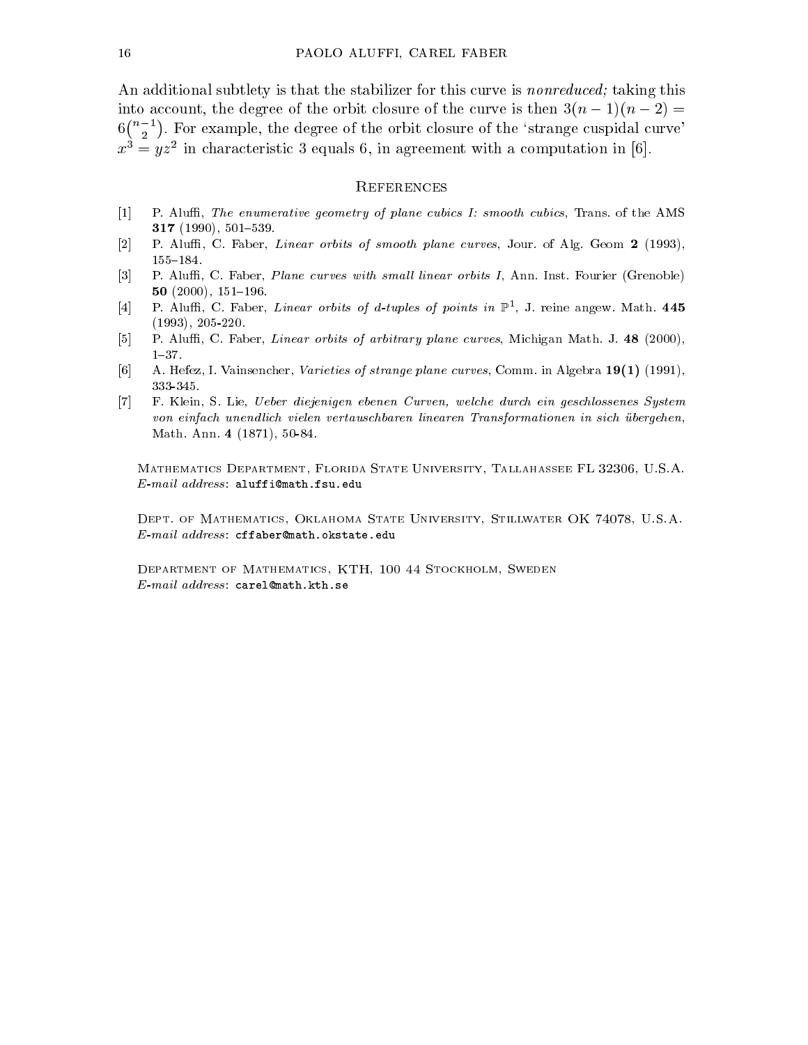An additional subtlety is that the stabilizer for this curve is *nonreduced;* taking this into account, the degree of the orbit closure of the curve is then $3(n-1)(n-2) = 6\binom{n-1}{2}$. For example, the degree of the orbit closure of the 'strange cuspidal curve' $x^3 = yz^2$ in characteristic 3 equals 6, in agreement with a computation in [6].

## References

[1] P. Aluffi, *The enumerative geometry of plane cubics I: smooth cubics*, Trans. of the AMS **317** (1990), 501–539.

[2] P. Aluffi, C. Faber, *Linear orbits of smooth plane curves*, Jour. of Alg. Geom **2** (1993), 155–184.

[3] P. Aluffi, C. Faber, *Plane curves with small linear orbits I*, Ann. Inst. Fourier (Grenoble) **50** (2000), 151–196.

[4] P. Aluffi, C. Faber, *Linear orbits of d-tuples of points in* $\mathbb{P}^1$, J. reine angew. Math. **445** (1993), 205-220.

[5] P. Aluffi, C. Faber, *Linear orbits of arbitrary plane curves*, Michigan Math. J. **48** (2000), 1–37.

[6] A. Hefez, I. Vainsencher, *Varieties of strange plane curves*, Comm. in Algebra **19(1)** (1991), 333-345.

[7] F. Klein, S. Lie, *Ueber diejenigen ebenen Curven, welche durch ein geschlossenes System von einfach unendlich vielen vertauschbaren linearen Transformationen in sich übergehen*, Math. Ann. **4** (1871), 50-84.

Mathematics Department, Florida State University, Tallahassee FL 32306, U.S.A.
*E-mail address*: aluffi@math.fsu.edu

Dept. of Mathematics, Oklahoma State University, Stillwater OK 74078, U.S.A.
*E-mail address*: cffaber@math.okstate.edu

Department of Mathematics, KTH, 100 44 Stockholm, Sweden
*E-mail address*: carel@math.kth.se